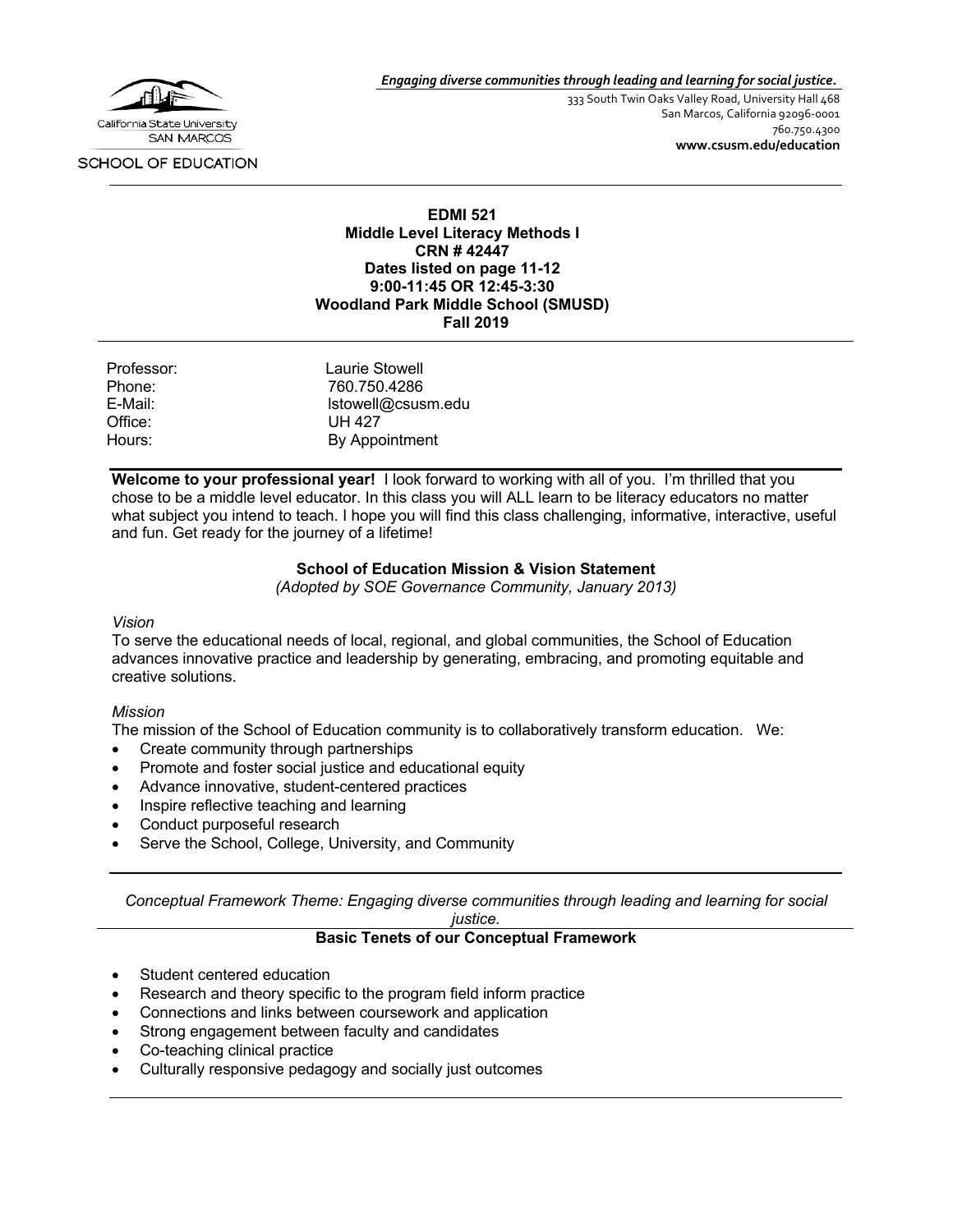California State University SAN MARCOS

SCHOOL OF EDUCATION

*Engaging diverse communities through leading and learning for social justice.*

333 South Twin Oaks Valley Road, University Hall 468
San Marcos, California 92096-0001
760.750.4300
**www.csusm.edu/education**

---

**EDMI 521**
**Middle Level Literacy Methods I**
**CRN # 42447**
**Dates listed on page 11-12**
**9:00-11:45 OR 12:45-3:30**
**Woodland Park Middle School (SMUSD)**
**Fall 2019**

---

| | |
|---|---|
| Professor: | Laurie Stowell |
| Phone: | 760.750.4286 |
| E-Mail: | lstowell@csusm.edu |
| Office: | UH 427 |
| Hours: | By Appointment |

---

**Welcome to your professional year!** I look forward to working with all of you. I'm thrilled that you chose to be a middle level educator. In this class you will ALL learn to be literacy educators no matter what subject you intend to teach. I hope you will find this class challenging, informative, interactive, useful and fun. Get ready for the journey of a lifetime!

**School of Education Mission & Vision Statement**

*(Adopted by SOE Governance Community, January 2013)*

*Vision*

To serve the educational needs of local, regional, and global communities, the School of Education advances innovative practice and leadership by generating, embracing, and promoting equitable and creative solutions.

*Mission*

The mission of the School of Education community is to collaboratively transform education. We:

- Create community through partnerships
- Promote and foster social justice and educational equity
- Advance innovative, student-centered practices
- Inspire reflective teaching and learning
- Conduct purposeful research
- Serve the School, College, University, and Community

---

*Conceptual Framework Theme: Engaging diverse communities through leading and learning for social justice.*

**Basic Tenets of our Conceptual Framework**

- Student centered education
- Research and theory specific to the program field inform practice
- Connections and links between coursework and application
- Strong engagement between faculty and candidates
- Co-teaching clinical practice
- Culturally responsive pedagogy and socially just outcomes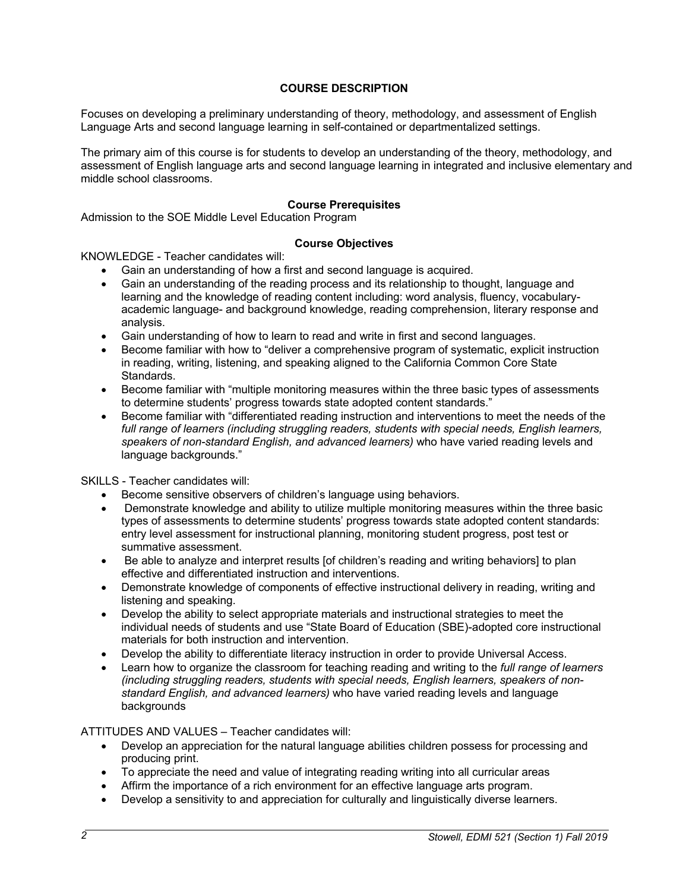## COURSE DESCRIPTION

Focuses on developing a preliminary understanding of theory, methodology, and assessment of English Language Arts and second language learning in self-contained or departmentalized settings.

The primary aim of this course is for students to develop an understanding of the theory, methodology, and assessment of English language arts and second language learning in integrated and inclusive elementary and middle school classrooms.

### Course Prerequisites

Admission to the SOE Middle Level Education Program

### Course Objectives

KNOWLEDGE - Teacher candidates will:

- Gain an understanding of how a first and second language is acquired.
- Gain an understanding of the reading process and its relationship to thought, language and learning and the knowledge of reading content including: word analysis, fluency, vocabulary- academic language- and background knowledge, reading comprehension, literary response and analysis.
- Gain understanding of how to learn to read and write in first and second languages.
- Become familiar with how to "deliver a comprehensive program of systematic, explicit instruction in reading, writing, listening, and speaking aligned to the California Common Core State Standards.
- Become familiar with "multiple monitoring measures within the three basic types of assessments to determine students' progress towards state adopted content standards."
- Become familiar with "differentiated reading instruction and interventions to meet the needs of the *full range of learners (including struggling readers, students with special needs, English learners, speakers of non-standard English, and advanced learners)* who have varied reading levels and language backgrounds."

SKILLS - Teacher candidates will:

- Become sensitive observers of children's language using behaviors.
- Demonstrate knowledge and ability to utilize multiple monitoring measures within the three basic types of assessments to determine students' progress towards state adopted content standards: entry level assessment for instructional planning, monitoring student progress, post test or summative assessment.
- Be able to analyze and interpret results [of children's reading and writing behaviors] to plan effective and differentiated instruction and interventions.
- Demonstrate knowledge of components of effective instructional delivery in reading, writing and listening and speaking.
- Develop the ability to select appropriate materials and instructional strategies to meet the individual needs of students and use "State Board of Education (SBE)-adopted core instructional materials for both instruction and intervention.
- Develop the ability to differentiate literacy instruction in order to provide Universal Access.
- Learn how to organize the classroom for teaching reading and writing to the *full range of learners (including struggling readers, students with special needs, English learners, speakers of non-standard English, and advanced learners)* who have varied reading levels and language backgrounds

ATTITUDES AND VALUES – Teacher candidates will:

- Develop an appreciation for the natural language abilities children possess for processing and producing print.
- To appreciate the need and value of integrating reading writing into all curricular areas
- Affirm the importance of a rich environment for an effective language arts program.
- Develop a sensitivity to and appreciation for culturally and linguistically diverse learners.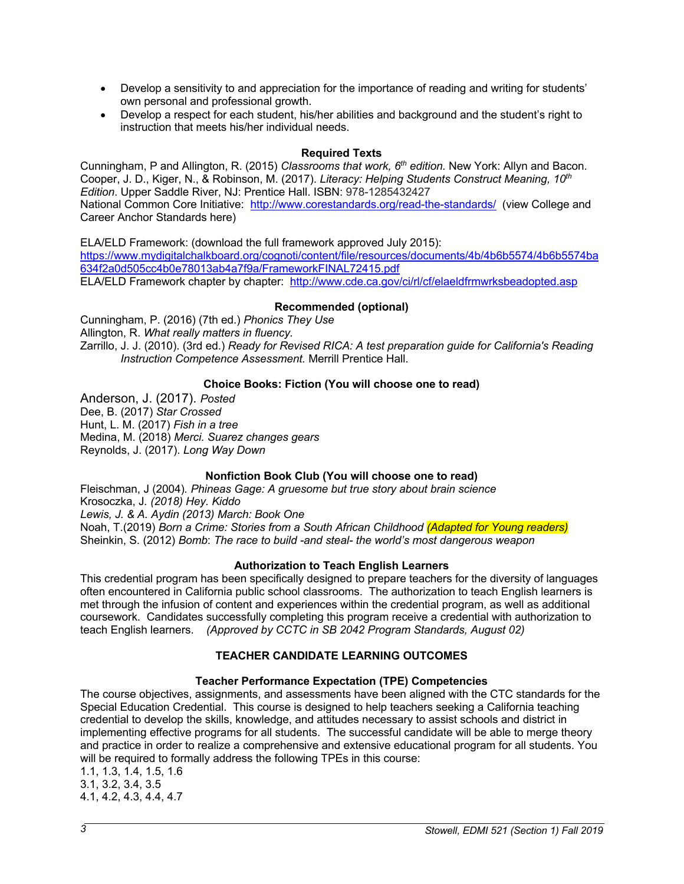- Develop a sensitivity to and appreciation for the importance of reading and writing for students' own personal and professional growth.
- Develop a respect for each student, his/her abilities and background and the student's right to instruction that meets his/her individual needs.

### Required Texts

Cunningham, P and Allington, R. (2015) *Classrooms that work, 6th edition.* New York: Allyn and Bacon.
Cooper, J. D., Kiger, N., & Robinson, M. (2017). *Literacy: Helping Students Construct Meaning, 10th Edition*. Upper Saddle River, NJ: Prentice Hall. ISBN: 978-1285432427
National Common Core Initiative: http://www.corestandards.org/read-the-standards/ (view College and Career Anchor Standards here)

ELA/ELD Framework: (download the full framework approved July 2015):
https://www.mydigitalchalkboard.org/cognoti/content/file/resources/documents/4b/4b6b5574/4b6b5574ba634f2a0d505cc4b0e78013ab4a7f9a/FrameworkFINAL72415.pdf
ELA/ELD Framework chapter by chapter: http://www.cde.ca.gov/ci/rl/cf/elaeldfrmwrksbeadopted.asp

### Recommended (optional)

Cunningham, P. (2016) (7th ed.) *Phonics They Use*
Allington, R. *What really matters in fluency.*
Zarrillo, J. J. (2010). (3rd ed.) *Ready for Revised RICA: A test preparation guide for California's Reading Instruction Competence Assessment.* Merrill Prentice Hall.

### Choice Books: Fiction (You will choose one to read)

Anderson, J. (2017). *Posted*
Dee, B. (2017) *Star Crossed*
Hunt, L. M. (2017) *Fish in a tree*
Medina, M. (2018) *Merci. Suarez changes gears*
Reynolds, J. (2017). *Long Way Down*

### Nonfiction Book Club (You will choose one to read)

Fleischman, J (2004). *Phineas Gage: A gruesome but true story about brain science*
Krosoczka, J. *(2018) Hey. Kiddo*
*Lewis, J. & A. Aydin (2013) March: Book One*
Noah, T.(2019) *Born a Crime: Stories from a South African Childhood (Adapted for Young readers)*
Sheinkin, S. (2012) *Bomb*: *The race to build -and steal- the world's most dangerous weapon*

### Authorization to Teach English Learners

This credential program has been specifically designed to prepare teachers for the diversity of languages often encountered in California public school classrooms. The authorization to teach English learners is met through the infusion of content and experiences within the credential program, as well as additional coursework. Candidates successfully completing this program receive a credential with authorization to teach English learners. *(Approved by CCTC in SB 2042 Program Standards, August 02)*

## TEACHER CANDIDATE LEARNING OUTCOMES

### Teacher Performance Expectation (TPE) Competencies

The course objectives, assignments, and assessments have been aligned with the CTC standards for the Special Education Credential. This course is designed to help teachers seeking a California teaching credential to develop the skills, knowledge, and attitudes necessary to assist schools and district in implementing effective programs for all students. The successful candidate will be able to merge theory and practice in order to realize a comprehensive and extensive educational program for all students. You will be required to formally address the following TPEs in this course:
1.1, 1.3, 1.4, 1.5, 1.6
3.1, 3.2, 3.4, 3.5
4.1, 4.2, 4.3, 4.4, 4.7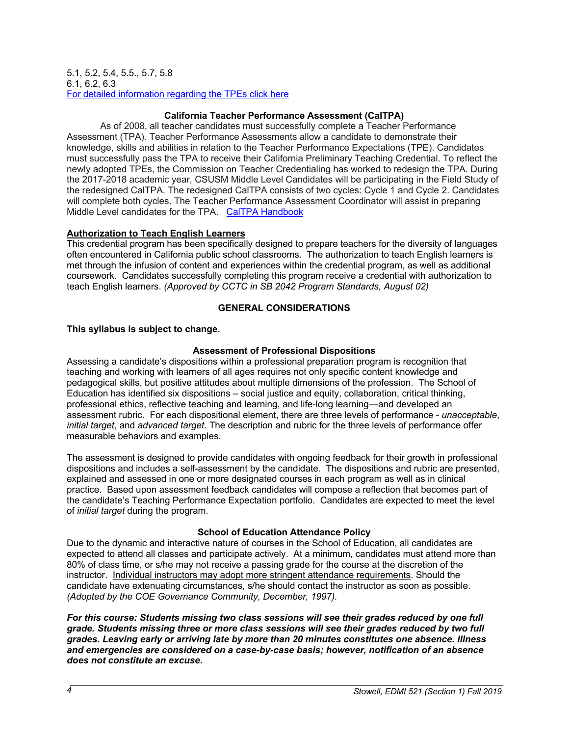5.1, 5.2, 5.4, 5.5., 5.7, 5.8
6.1, 6.2, 6.3
For detailed information regarding the TPEs click here

### California Teacher Performance Assessment (CalTPA)

As of 2008, all teacher candidates must successfully complete a Teacher Performance Assessment (TPA). Teacher Performance Assessments allow a candidate to demonstrate their knowledge, skills and abilities in relation to the Teacher Performance Expectations (TPE). Candidates must successfully pass the TPA to receive their California Preliminary Teaching Credential. To reflect the newly adopted TPEs, the Commission on Teacher Credentialing has worked to redesign the TPA. During the 2017-2018 academic year, CSUSM Middle Level Candidates will be participating in the Field Study of the redesigned CalTPA. The redesigned CalTPA consists of two cycles: Cycle 1 and Cycle 2. Candidates will complete both cycles. The Teacher Performance Assessment Coordinator will assist in preparing Middle Level candidates for the TPA. CalTPA Handbook

### Authorization to Teach English Learners

This credential program has been specifically designed to prepare teachers for the diversity of languages often encountered in California public school classrooms. The authorization to teach English learners is met through the infusion of content and experiences within the credential program, as well as additional coursework. Candidates successfully completing this program receive a credential with authorization to teach English learners. *(Approved by CCTC in SB 2042 Program Standards, August 02)*

## GENERAL CONSIDERATIONS

**This syllabus is subject to change.**

### Assessment of Professional Dispositions

Assessing a candidate's dispositions within a professional preparation program is recognition that teaching and working with learners of all ages requires not only specific content knowledge and pedagogical skills, but positive attitudes about multiple dimensions of the profession. The School of Education has identified six dispositions – social justice and equity, collaboration, critical thinking, professional ethics, reflective teaching and learning, and life-long learning—and developed an assessment rubric. For each dispositional element, there are three levels of performance - *unacceptable*, *initial target*, and *advanced target*. The description and rubric for the three levels of performance offer measurable behaviors and examples.

The assessment is designed to provide candidates with ongoing feedback for their growth in professional dispositions and includes a self-assessment by the candidate. The dispositions and rubric are presented, explained and assessed in one or more designated courses in each program as well as in clinical practice. Based upon assessment feedback candidates will compose a reflection that becomes part of the candidate's Teaching Performance Expectation portfolio. Candidates are expected to meet the level of *initial target* during the program.

### School of Education Attendance Policy

Due to the dynamic and interactive nature of courses in the School of Education, all candidates are expected to attend all classes and participate actively. At a minimum, candidates must attend more than 80% of class time, or s/he may not receive a passing grade for the course at the discretion of the instructor. Individual instructors may adopt more stringent attendance requirements. Should the candidate have extenuating circumstances, s/he should contact the instructor as soon as possible. *(Adopted by the COE Governance Community, December, 1997).*

***For this course: Students missing two class sessions will see their grades reduced by one full grade. Students missing three or more class sessions will see their grades reduced by two full grades. Leaving early or arriving late by more than 20 minutes constitutes one absence. Illness and emergencies are considered on a case-by-case basis; however, notification of an absence does not constitute an excuse.***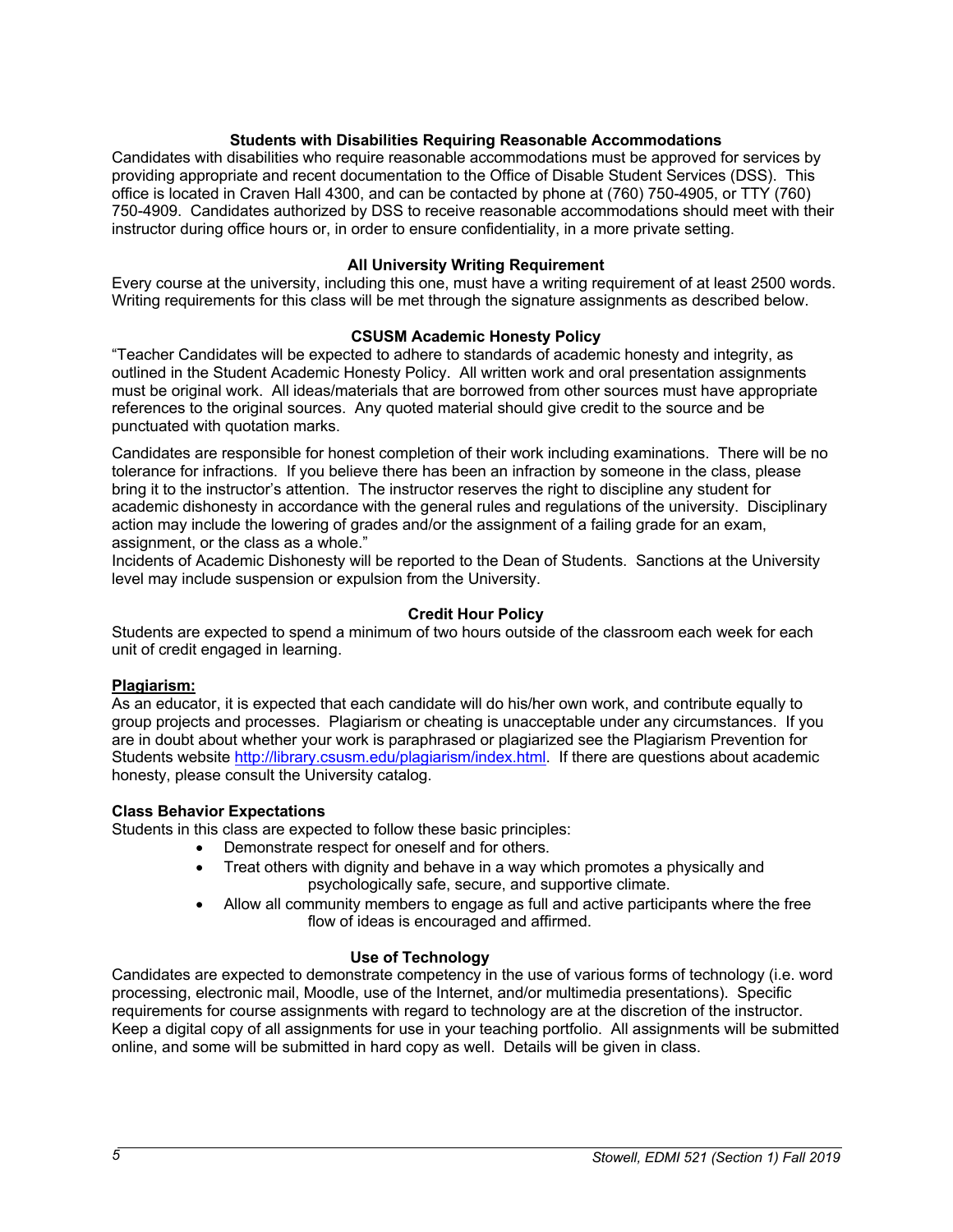### Students with Disabilities Requiring Reasonable Accommodations

Candidates with disabilities who require reasonable accommodations must be approved for services by providing appropriate and recent documentation to the Office of Disable Student Services (DSS). This office is located in Craven Hall 4300, and can be contacted by phone at (760) 750-4905, or TTY (760) 750-4909. Candidates authorized by DSS to receive reasonable accommodations should meet with their instructor during office hours or, in order to ensure confidentiality, in a more private setting.

### All University Writing Requirement

Every course at the university, including this one, must have a writing requirement of at least 2500 words. Writing requirements for this class will be met through the signature assignments as described below.

### CSUSM Academic Honesty Policy

"Teacher Candidates will be expected to adhere to standards of academic honesty and integrity, as outlined in the Student Academic Honesty Policy. All written work and oral presentation assignments must be original work. All ideas/materials that are borrowed from other sources must have appropriate references to the original sources. Any quoted material should give credit to the source and be punctuated with quotation marks.

Candidates are responsible for honest completion of their work including examinations. There will be no tolerance for infractions. If you believe there has been an infraction by someone in the class, please bring it to the instructor's attention. The instructor reserves the right to discipline any student for academic dishonesty in accordance with the general rules and regulations of the university. Disciplinary action may include the lowering of grades and/or the assignment of a failing grade for an exam, assignment, or the class as a whole."

Incidents of Academic Dishonesty will be reported to the Dean of Students. Sanctions at the University level may include suspension or expulsion from the University.

### Credit Hour Policy

Students are expected to spend a minimum of two hours outside of the classroom each week for each unit of credit engaged in learning.

**Plagiarism:**

As an educator, it is expected that each candidate will do his/her own work, and contribute equally to group projects and processes. Plagiarism or cheating is unacceptable under any circumstances. If you are in doubt about whether your work is paraphrased or plagiarized see the Plagiarism Prevention for Students website http://library.csusm.edu/plagiarism/index.html. If there are questions about academic honesty, please consult the University catalog.

**Class Behavior Expectations**

Students in this class are expected to follow these basic principles:

- Demonstrate respect for oneself and for others.
- Treat others with dignity and behave in a way which promotes a physically and psychologically safe, secure, and supportive climate.
- Allow all community members to engage as full and active participants where the free flow of ideas is encouraged and affirmed.

### Use of Technology

Candidates are expected to demonstrate competency in the use of various forms of technology (i.e. word processing, electronic mail, Moodle, use of the Internet, and/or multimedia presentations). Specific requirements for course assignments with regard to technology are at the discretion of the instructor. Keep a digital copy of all assignments for use in your teaching portfolio. All assignments will be submitted online, and some will be submitted in hard copy as well. Details will be given in class.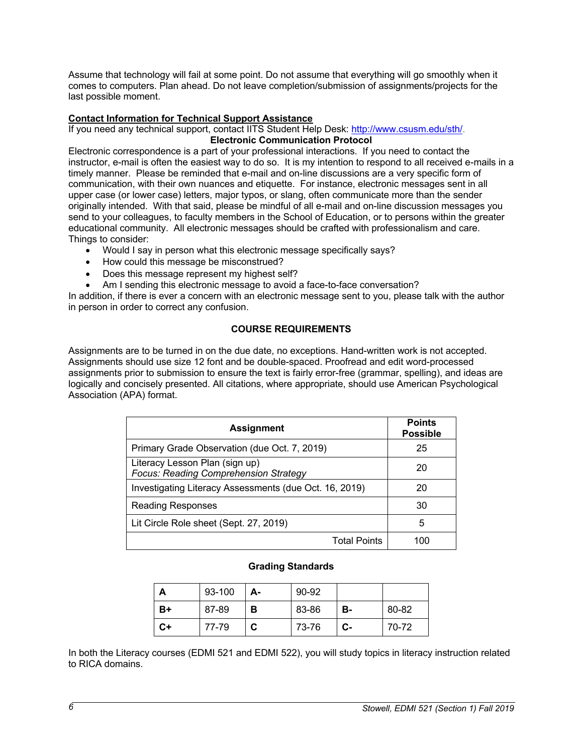Assume that technology will fail at some point. Do not assume that everything will go smoothly when it comes to computers. Plan ahead. Do not leave completion/submission of assignments/projects for the last possible moment.

**Contact Information for Technical Support Assistance**

If you need any technical support, contact IITS Student Help Desk: http://www.csusm.edu/sth/.

**Electronic Communication Protocol**

Electronic correspondence is a part of your professional interactions. If you need to contact the instructor, e-mail is often the easiest way to do so. It is my intention to respond to all received e-mails in a timely manner. Please be reminded that e-mail and on-line discussions are a very specific form of communication, with their own nuances and etiquette. For instance, electronic messages sent in all upper case (or lower case) letters, major typos, or slang, often communicate more than the sender originally intended. With that said, please be mindful of all e-mail and on-line discussion messages you send to your colleagues, to faculty members in the School of Education, or to persons within the greater educational community. All electronic messages should be crafted with professionalism and care. Things to consider:

- Would I say in person what this electronic message specifically says?
- How could this message be misconstrued?
- Does this message represent my highest self?
- Am I sending this electronic message to avoid a face-to-face conversation?

In addition, if there is ever a concern with an electronic message sent to you, please talk with the author in person in order to correct any confusion.

## COURSE REQUIREMENTS

Assignments are to be turned in on the due date, no exceptions. Hand-written work is not accepted. Assignments should use size 12 font and be double-spaced. Proofread and edit word-processed assignments prior to submission to ensure the text is fairly error-free (grammar, spelling), and ideas are logically and concisely presented. All citations, where appropriate, should use American Psychological Association (APA) format.

| Assignment | Points Possible |
|---|---|
| Primary Grade Observation (due Oct. 7, 2019) | 25 |
| Literacy Lesson Plan (sign up)<br>*Focus: Reading Comprehension Strategy* | 20 |
| Investigating Literacy Assessments (due Oct. 16, 2019) | 20 |
| Reading Responses | 30 |
| Lit Circle Role sheet (Sept. 27, 2019) | 5 |
| Total Points | 100 |

**Grading Standards**

| | | | | | |
|---|---|---|---|---|---|
| **A** | 93-100 | **A-** | 90-92 | | |
| **B+** | 87-89 | **B** | 83-86 | **B-** | 80-82 |
| **C+** | 77-79 | **C** | 73-76 | **C-** | 70-72 |

In both the Literacy courses (EDMI 521 and EDMI 522), you will study topics in literacy instruction related to RICA domains.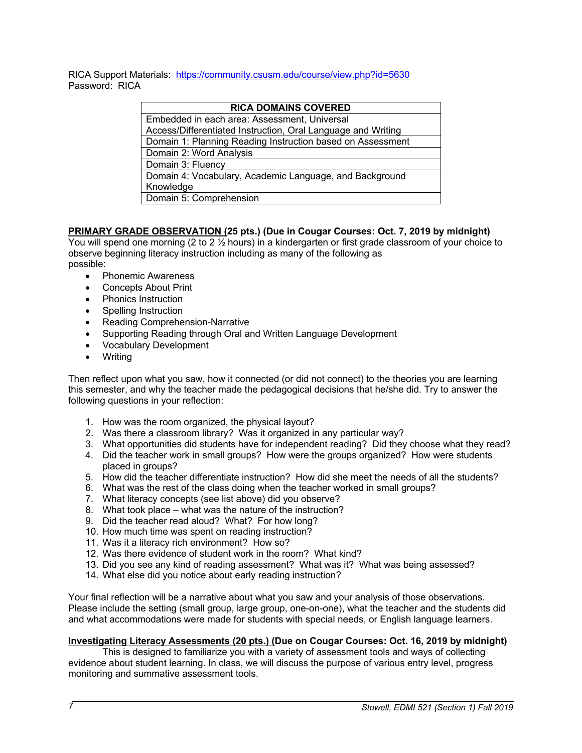RICA Support Materials: https://community.csusm.edu/course/view.php?id=5630
Password: RICA

| RICA DOMAINS COVERED |
| --- |
| Embedded in each area: Assessment, Universal Access/Differentiated Instruction, Oral Language and Writing |
| Domain 1: Planning Reading Instruction based on Assessment |
| Domain 2: Word Analysis |
| Domain 3: Fluency |
| Domain 4: Vocabulary, Academic Language, and Background Knowledge |
| Domain 5: Comprehension |

**PRIMARY GRADE OBSERVATION (25 pts.) (Due in Cougar Courses: Oct. 7, 2019 by midnight)**
You will spend one morning (2 to 2 ½ hours) in a kindergarten or first grade classroom of your choice to observe beginning literacy instruction including as many of the following as possible:

- Phonemic Awareness
- Concepts About Print
- Phonics Instruction
- Spelling Instruction
- Reading Comprehension-Narrative
- Supporting Reading through Oral and Written Language Development
- Vocabulary Development
- Writing

Then reflect upon what you saw, how it connected (or did not connect) to the theories you are learning this semester, and why the teacher made the pedagogical decisions that he/she did. Try to answer the following questions in your reflection:

1. How was the room organized, the physical layout?
2. Was there a classroom library? Was it organized in any particular way?
3. What opportunities did students have for independent reading? Did they choose what they read?
4. Did the teacher work in small groups? How were the groups organized? How were students placed in groups?
5. How did the teacher differentiate instruction? How did she meet the needs of all the students?
6. What was the rest of the class doing when the teacher worked in small groups?
7. What literacy concepts (see list above) did you observe?
8. What took place – what was the nature of the instruction?
9. Did the teacher read aloud? What? For how long?
10. How much time was spent on reading instruction?
11. Was it a literacy rich environment? How so?
12. Was there evidence of student work in the room? What kind?
13. Did you see any kind of reading assessment? What was it? What was being assessed?
14. What else did you notice about early reading instruction?

Your final reflection will be a narrative about what you saw and your analysis of those observations. Please include the setting (small group, large group, one-on-one), what the teacher and the students did and what accommodations were made for students with special needs, or English language learners.

**Investigating Literacy Assessments (20 pts.) (Due on Cougar Courses: Oct. 16, 2019 by midnight)**
This is designed to familiarize you with a variety of assessment tools and ways of collecting evidence about student learning. In class, we will discuss the purpose of various entry level, progress monitoring and summative assessment tools.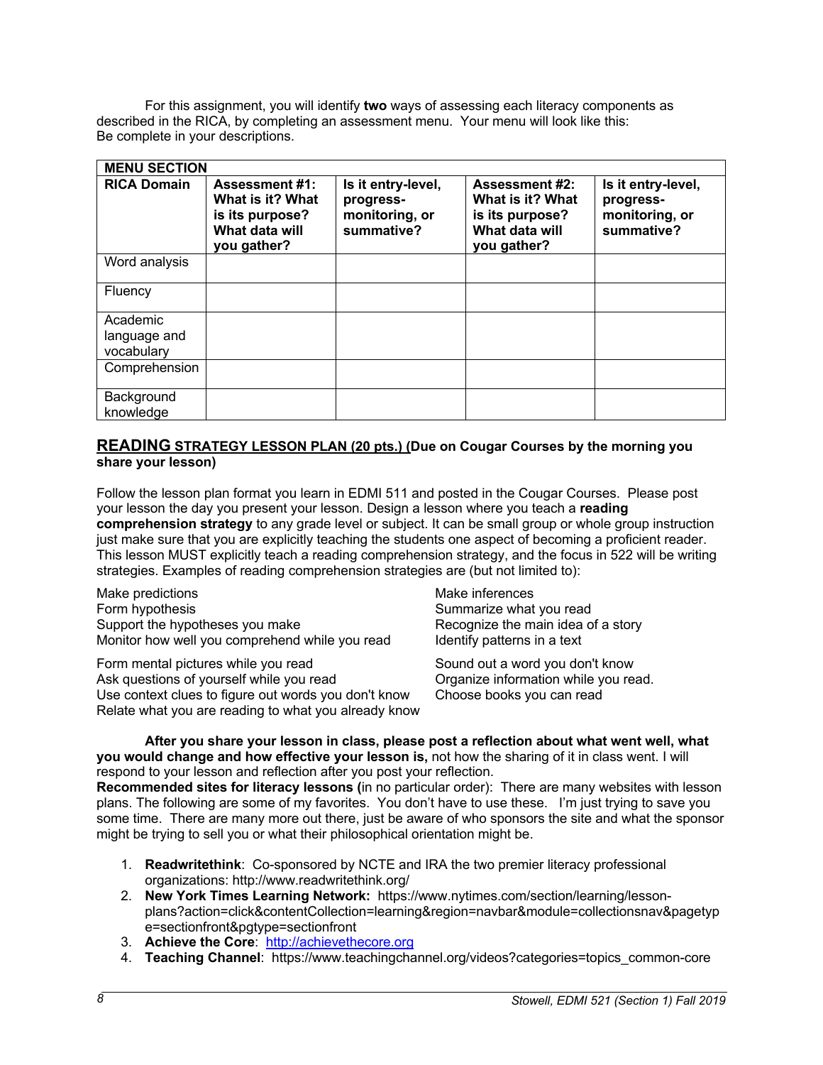For this assignment, you will identify **two** ways of assessing each literacy components as described in the RICA, by completing an assessment menu. Your menu will look like this: Be complete in your descriptions.

| **MENU SECTION** | | | | |
|---|---|---|---|---|
| **RICA Domain** | **Assessment #1: What is it? What is its purpose? What data will you gather?** | **Is it entry-level, progress-monitoring, or summative?** | **Assessment #2: What is it? What is its purpose? What data will you gather?** | **Is it entry-level, progress-monitoring, or summative?** |
| Word analysis | | | | |
| Fluency | | | | |
| Academic language and vocabulary | | | | |
| Comprehension | | | | |
| Background knowledge | | | | |

## READING STRATEGY LESSON PLAN (20 pts.) (Due on Cougar Courses by the morning you share your lesson)

Follow the lesson plan format you learn in EDMI 511 and posted in the Cougar Courses. Please post your lesson the day you present your lesson. Design a lesson where you teach a **reading comprehension strategy** to any grade level or subject. It can be small group or whole group instruction just make sure that you are explicitly teaching the students one aspect of becoming a proficient reader. This lesson MUST explicitly teach a reading comprehension strategy, and the focus in 522 will be writing strategies. Examples of reading comprehension strategies are (but not limited to):

Make predictions
Form hypothesis
Support the hypotheses you make
Monitor how well you comprehend while you read

Form mental pictures while you read
Ask questions of yourself while you read
Use context clues to figure out words you don't know
Relate what you are reading to what you already know

Make inferences
Summarize what you read
Recognize the main idea of a story
Identify patterns in a text

Sound out a word you don't know
Organize information while you read.
Choose books you can read

**After you share your lesson in class, please post a reflection about what went well, what you would change and how effective your lesson is,** not how the sharing of it in class went. I will respond to your lesson and reflection after you post your reflection.

**Recommended sites for literacy lessons (**in no particular order): There are many websites with lesson plans. The following are some of my favorites. You don't have to use these. I'm just trying to save you some time. There are many more out there, just be aware of who sponsors the site and what the sponsor might be trying to sell you or what their philosophical orientation might be.

1. **Readwritethink**: Co-sponsored by NCTE and IRA the two premier literacy professional organizations: http://www.readwritethink.org/
2. **New York Times Learning Network:** https://www.nytimes.com/section/learning/lesson-plans?action=click&contentCollection=learning&region=navbar&module=collectionsnav&pagetype=sectionfront&pgtype=sectionfront
3. **Achieve the Core**: http://achievethecore.org
4. **Teaching Channel**: https://www.teachingchannel.org/videos?categories=topics_common-core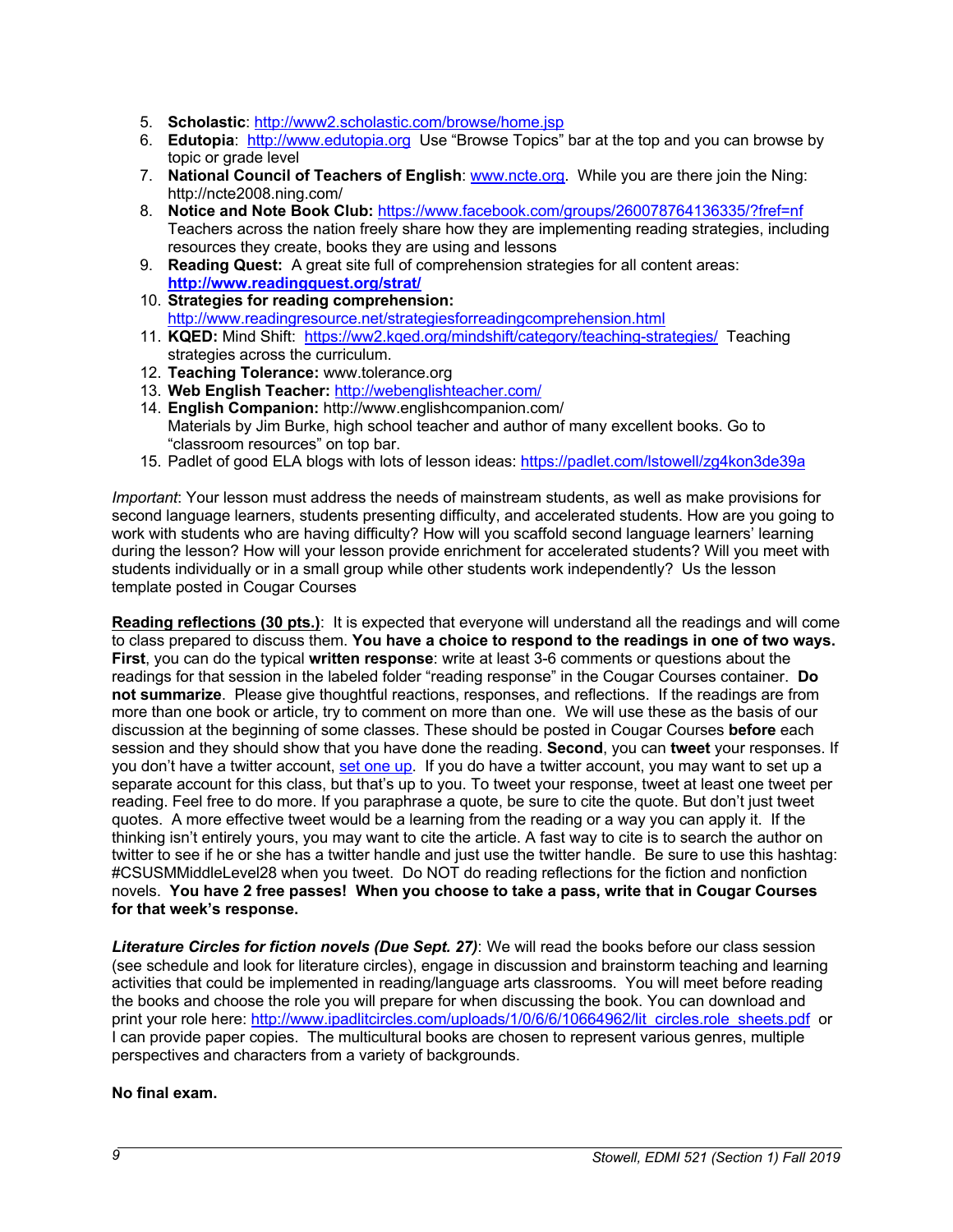5. **Scholastic**: http://www2.scholastic.com/browse/home.jsp
6. **Edutopia**: http://www.edutopia.org Use "Browse Topics" bar at the top and you can browse by topic or grade level
7. **National Council of Teachers of English**: www.ncte.org. While you are there join the Ning: http://ncte2008.ning.com/
8. **Notice and Note Book Club:** https://www.facebook.com/groups/260078764136335/?fref=nf Teachers across the nation freely share how they are implementing reading strategies, including resources they create, books they are using and lessons
9. **Reading Quest:** A great site full of comprehension strategies for all content areas: **http://www.readingquest.org/strat/**
10. **Strategies for reading comprehension:** http://www.readingresource.net/strategiesforreadingcomprehension.html
11. **KQED:** Mind Shift: https://ww2.kqed.org/mindshift/category/teaching-strategies/ Teaching strategies across the curriculum.
12. **Teaching Tolerance:** www.tolerance.org
13. **Web English Teacher:** http://webenglishteacher.com/
14. **English Companion:** http://www.englishcompanion.com/ Materials by Jim Burke, high school teacher and author of many excellent books. Go to "classroom resources" on top bar.
15. Padlet of good ELA blogs with lots of lesson ideas: https://padlet.com/lstowell/zg4kon3de39a

*Important*: Your lesson must address the needs of mainstream students, as well as make provisions for second language learners, students presenting difficulty, and accelerated students. How are you going to work with students who are having difficulty? How will you scaffold second language learners' learning during the lesson? How will your lesson provide enrichment for accelerated students? Will you meet with students individually or in a small group while other students work independently? Us the lesson template posted in Cougar Courses

**Reading reflections (30 pts.)**: It is expected that everyone will understand all the readings and will come to class prepared to discuss them. **You have a choice to respond to the readings in one of two ways. First**, you can do the typical **written response**: write at least 3-6 comments or questions about the readings for that session in the labeled folder "reading response" in the Cougar Courses container. **Do not summarize**. Please give thoughtful reactions, responses, and reflections. If the readings are from more than one book or article, try to comment on more than one. We will use these as the basis of our discussion at the beginning of some classes. These should be posted in Cougar Courses **before** each session and they should show that you have done the reading. **Second**, you can **tweet** your responses. If you don't have a twitter account, set one up. If you do have a twitter account, you may want to set up a separate account for this class, but that's up to you. To tweet your response, tweet at least one tweet per reading. Feel free to do more. If you paraphrase a quote, be sure to cite the quote. But don't just tweet quotes. A more effective tweet would be a learning from the reading or a way you can apply it. If the thinking isn't entirely yours, you may want to cite the article. A fast way to cite is to search the author on twitter to see if he or she has a twitter handle and just use the twitter handle. Be sure to use this hashtag: #CSUSMMiddleLevel28 when you tweet. Do NOT do reading reflections for the fiction and nonfiction novels. **You have 2 free passes! When you choose to take a pass, write that in Cougar Courses for that week's response.**

***Literature Circles for fiction novels (Due Sept. 27)***: We will read the books before our class session (see schedule and look for literature circles), engage in discussion and brainstorm teaching and learning activities that could be implemented in reading/language arts classrooms. You will meet before reading the books and choose the role you will prepare for when discussing the book. You can download and print your role here: http://www.ipadlitcircles.com/uploads/1/0/6/6/10664962/lit_circles.role_sheets.pdf or I can provide paper copies. The multicultural books are chosen to represent various genres, multiple perspectives and characters from a variety of backgrounds.

**No final exam.**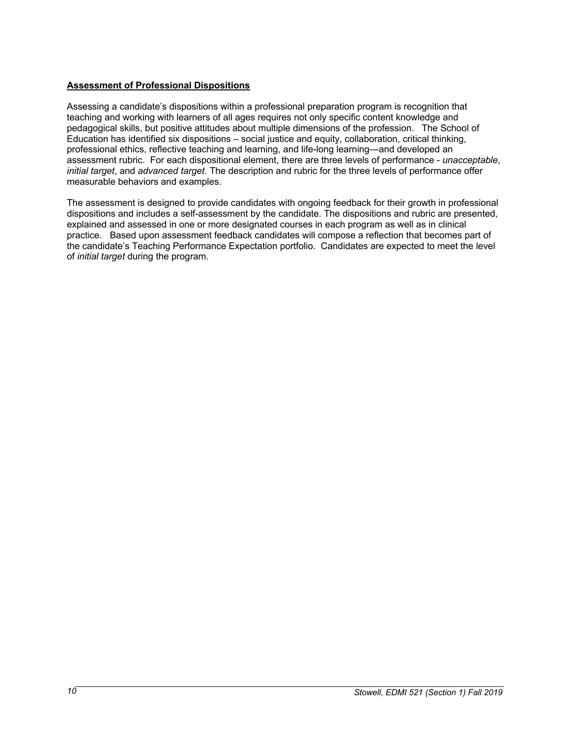**Assessment of Professional Dispositions**

Assessing a candidate's dispositions within a professional preparation program is recognition that teaching and working with learners of all ages requires not only specific content knowledge and pedagogical skills, but positive attitudes about multiple dimensions of the profession. The School of Education has identified six dispositions – social justice and equity, collaboration, critical thinking, professional ethics, reflective teaching and learning, and life-long learning—and developed an assessment rubric. For each dispositional element, there are three levels of performance - *unacceptable*, *initial target*, and *advanced target*. The description and rubric for the three levels of performance offer measurable behaviors and examples.

The assessment is designed to provide candidates with ongoing feedback for their growth in professional dispositions and includes a self-assessment by the candidate. The dispositions and rubric are presented, explained and assessed in one or more designated courses in each program as well as in clinical practice. Based upon assessment feedback candidates will compose a reflection that becomes part of the candidate's Teaching Performance Expectation portfolio. Candidates are expected to meet the level of *initial target* during the program.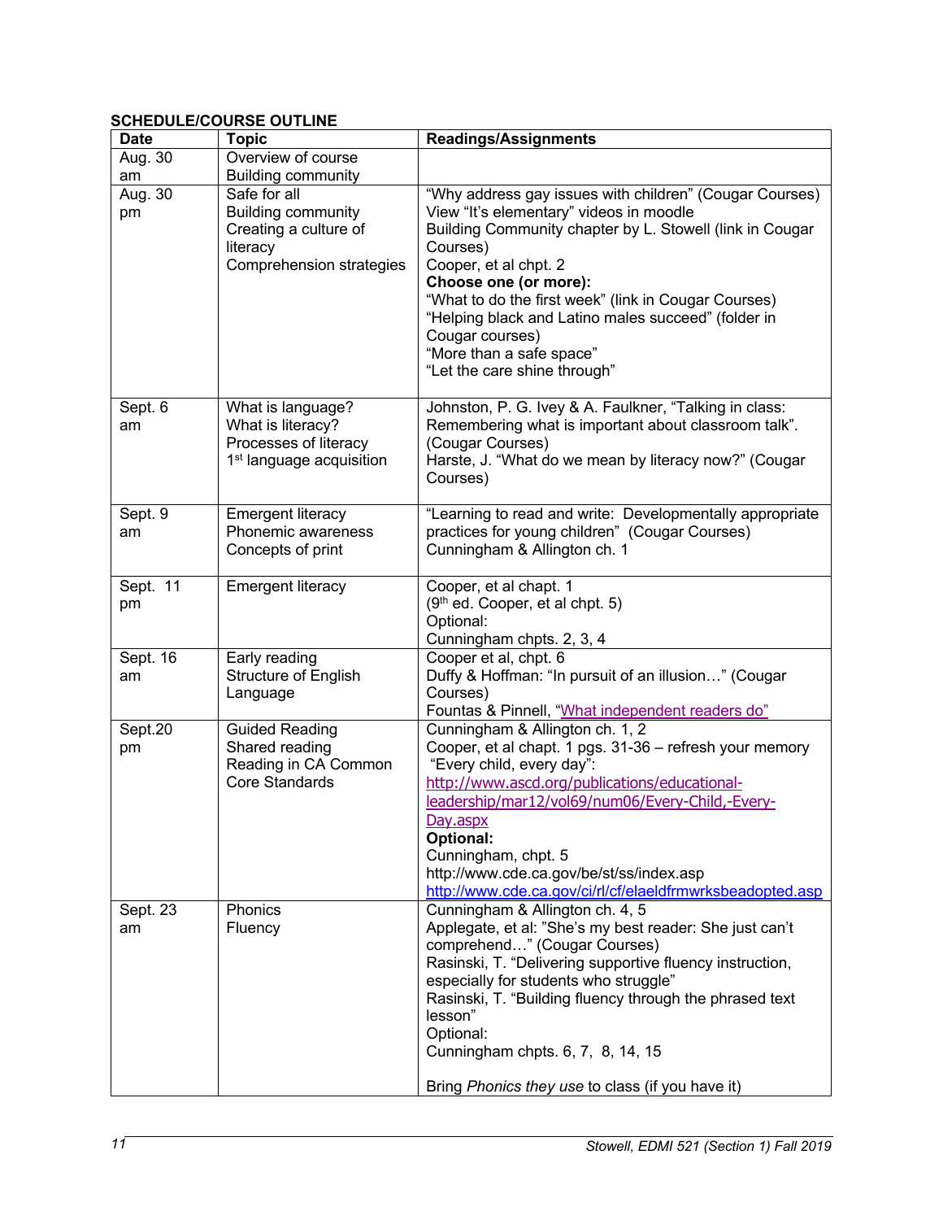**SCHEDULE/COURSE OUTLINE**

| Date | Topic | Readings/Assignments |
|---|---|---|
| Aug. 30 am | Overview of course<br>Building community | |
| Aug. 30 pm | Safe for all<br>Building community<br>Creating a culture of literacy<br>Comprehension strategies | "Why address gay issues with children" (Cougar Courses)<br>View "It's elementary" videos in moodle<br>Building Community chapter by L. Stowell (link in Cougar Courses)<br>Cooper, et al chpt. 2<br>**Choose one (or more):**<br>"What to do the first week" (link in Cougar Courses)<br>"Helping black and Latino males succeed" (folder in Cougar courses)<br>"More than a safe space"<br>"Let the care shine through" |
| Sept. 6 am | What is language?<br>What is literacy?<br>Processes of literacy<br>1st language acquisition | Johnston, P. G. Ivey & A. Faulkner, "Talking in class: Remembering what is important about classroom talk". (Cougar Courses)<br>Harste, J. "What do we mean by literacy now?" (Cougar Courses) |
| Sept. 9 am | Emergent literacy<br>Phonemic awareness<br>Concepts of print | "Learning to read and write: Developmentally appropriate practices for young children" (Cougar Courses)<br>Cunningham & Allington ch. 1 |
| Sept. 11 pm | Emergent literacy | Cooper, et al chapt. 1<br>(9th ed. Cooper, et al chpt. 5)<br>Optional:<br>Cunningham chpts. 2, 3, 4 |
| Sept. 16 am | Early reading<br>Structure of English Language | Cooper et al, chpt. 6<br>Duffy & Hoffman: "In pursuit of an illusion…" (Cougar Courses)<br>Fountas & Pinnell, "What independent readers do" |
| Sept.20 pm | Guided Reading<br>Shared reading<br>Reading in CA Common Core Standards | Cunningham & Allington ch. 1, 2<br>Cooper, et al chapt. 1 pgs. 31-36 – refresh your memory<br>"Every child, every day":<br>http://www.ascd.org/publications/educational-leadership/mar12/vol69/num06/Every-Child,-Every-Day.aspx<br>**Optional:**<br>Cunningham, chpt. 5<br>http://www.cde.ca.gov/be/st/ss/index.asp<br>http://www.cde.ca.gov/ci/rl/cf/elaeldfrmwrksbeadopted.asp |
| Sept. 23 am | Phonics<br>Fluency | Cunningham & Allington ch. 4, 5<br>Applegate, et al: "She's my best reader: She just can't comprehend…" (Cougar Courses)<br>Rasinski, T. "Delivering supportive fluency instruction, especially for students who struggle"<br>Rasinski, T. "Building fluency through the phrased text lesson"<br>Optional:<br>Cunningham chpts. 6, 7, 8, 14, 15<br><br>Bring *Phonics they use* to class (if you have it) |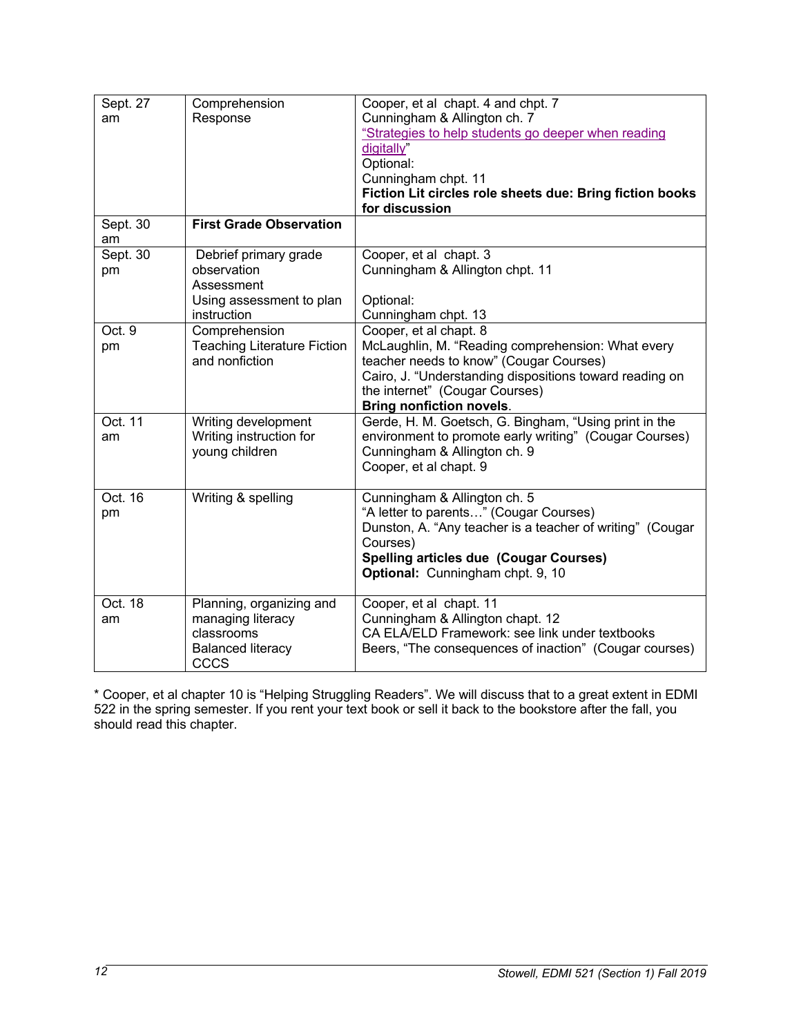| | | |
|---|---|---|
| Sept. 27<br>am | Comprehension<br>Response | Cooper, et al chapt. 4 and chpt. 7<br>Cunningham & Allington ch. 7<br>"Strategies to help students go deeper when reading digitally"<br>Optional:<br>Cunningham chpt. 11<br>**Fiction Lit circles role sheets due: Bring fiction books for discussion** |
| Sept. 30<br>am | **First Grade Observation** | |
| Sept. 30<br>pm | Debrief primary grade observation<br>Assessment<br>Using assessment to plan instruction | Cooper, et al chapt. 3<br>Cunningham & Allington chpt. 11<br><br>Optional:<br>Cunningham chpt. 13 |
| Oct. 9<br>pm | Comprehension<br>Teaching Literature Fiction and nonfiction | Cooper, et al chapt. 8<br>McLaughlin, M. "Reading comprehension: What every teacher needs to know" (Cougar Courses)<br>Cairo, J. "Understanding dispositions toward reading on the internet" (Cougar Courses)<br>**Bring nonfiction novels**. |
| Oct. 11<br>am | Writing development<br>Writing instruction for young children | Gerde, H. M. Goetsch, G. Bingham, "Using print in the environment to promote early writing" (Cougar Courses)<br>Cunningham & Allington ch. 9<br>Cooper, et al chapt. 9 |
| Oct. 16<br>pm | Writing & spelling | Cunningham & Allington ch. 5<br>"A letter to parents…" (Cougar Courses)<br>Dunston, A. "Any teacher is a teacher of writing" (Cougar Courses)<br>**Spelling articles due (Cougar Courses)**<br>**Optional:** Cunningham chpt. 9, 10 |
| Oct. 18<br>am | Planning, organizing and managing literacy classrooms<br>Balanced literacy<br>CCCS | Cooper, et al chapt. 11<br>Cunningham & Allington chapt. 12<br>CA ELA/ELD Framework: see link under textbooks<br>Beers, "The consequences of inaction" (Cougar courses) |

* Cooper, et al chapter 10 is "Helping Struggling Readers". We will discuss that to a great extent in EDMI 522 in the spring semester. If you rent your text book or sell it back to the bookstore after the fall, you should read this chapter.